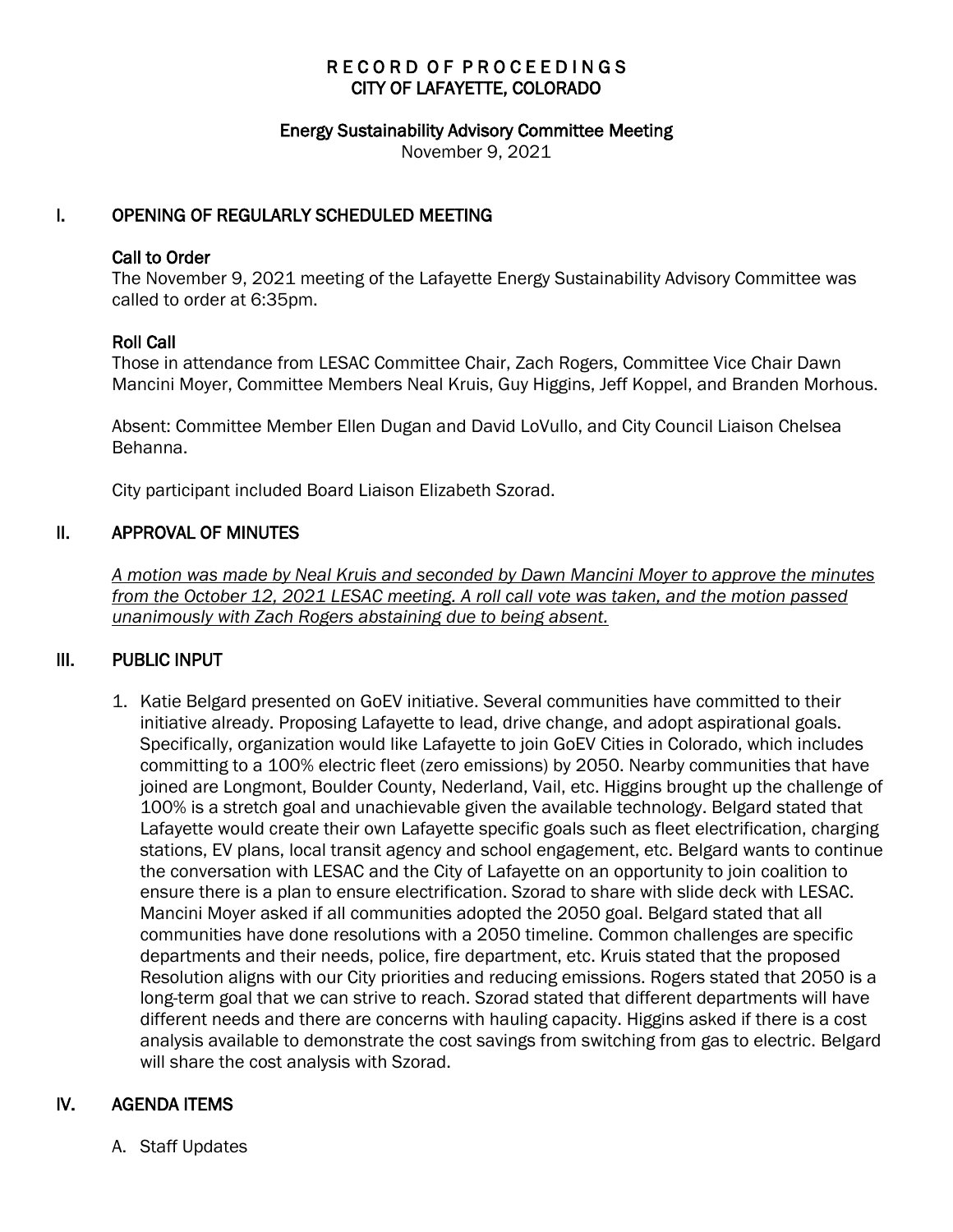# RECORD OF PROCEEDINGS
# CITY OF LAFAYETTE, COLORADO

## Energy Sustainability Advisory Committee Meeting

November 9, 2021

## I. OPENING OF REGULARLY SCHEDULED MEETING

### Call to Order

The November 9, 2021 meeting of the Lafayette Energy Sustainability Advisory Committee was called to order at 6:35pm.

### Roll Call

Those in attendance from LESAC Committee Chair, Zach Rogers, Committee Vice Chair Dawn Mancini Moyer, Committee Members Neal Kruis, Guy Higgins, Jeff Koppel, and Branden Morhous.

Absent: Committee Member Ellen Dugan and David LoVullo, and City Council Liaison Chelsea Behanna.

City participant included Board Liaison Elizabeth Szorad.

## II. APPROVAL OF MINUTES

*A motion was made by Neal Kruis and seconded by Dawn Mancini Moyer to approve the minutes from the October 12, 2021 LESAC meeting. A roll call vote was taken, and the motion passed unanimously with Zach Rogers abstaining due to being absent.*

## III. PUBLIC INPUT

1. Katie Belgard presented on GoEV initiative. Several communities have committed to their initiative already. Proposing Lafayette to lead, drive change, and adopt aspirational goals. Specifically, organization would like Lafayette to join GoEV Cities in Colorado, which includes committing to a 100% electric fleet (zero emissions) by 2050. Nearby communities that have joined are Longmont, Boulder County, Nederland, Vail, etc. Higgins brought up the challenge of 100% is a stretch goal and unachievable given the available technology. Belgard stated that Lafayette would create their own Lafayette specific goals such as fleet electrification, charging stations, EV plans, local transit agency and school engagement, etc. Belgard wants to continue the conversation with LESAC and the City of Lafayette on an opportunity to join coalition to ensure there is a plan to ensure electrification. Szorad to share with slide deck with LESAC. Mancini Moyer asked if all communities adopted the 2050 goal. Belgard stated that all communities have done resolutions with a 2050 timeline. Common challenges are specific departments and their needs, police, fire department, etc. Kruis stated that the proposed Resolution aligns with our City priorities and reducing emissions. Rogers stated that 2050 is a long-term goal that we can strive to reach. Szorad stated that different departments will have different needs and there are concerns with hauling capacity. Higgins asked if there is a cost analysis available to demonstrate the cost savings from switching from gas to electric. Belgard will share the cost analysis with Szorad.

## IV. AGENDA ITEMS

A. Staff Updates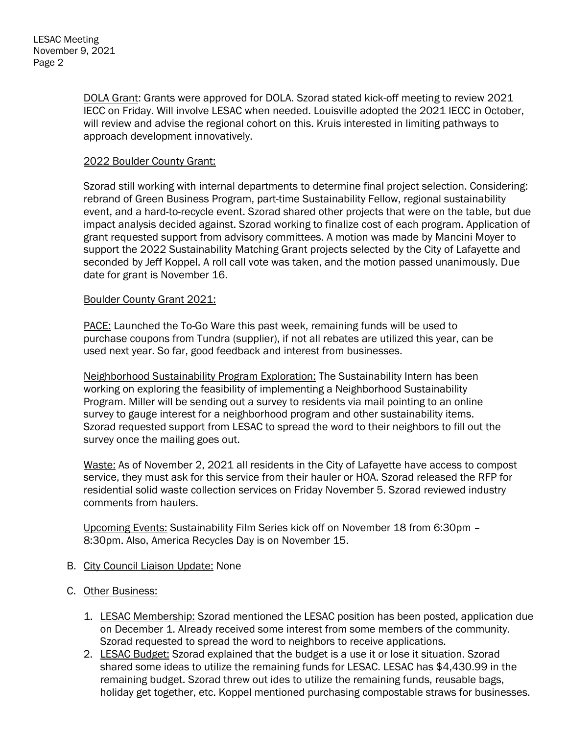DOLA Grant: Grants were approved for DOLA. Szorad stated kick-off meeting to review 2021 IECC on Friday. Will involve LESAC when needed. Louisville adopted the 2021 IECC in October, will review and advise the regional cohort on this. Kruis interested in limiting pathways to approach development innovatively.

2022 Boulder County Grant:

Szorad still working with internal departments to determine final project selection. Considering: rebrand of Green Business Program, part-time Sustainability Fellow, regional sustainability event, and a hard-to-recycle event. Szorad shared other projects that were on the table, but due impact analysis decided against. Szorad working to finalize cost of each program. Application of grant requested support from advisory committees. A motion was made by Mancini Moyer to support the 2022 Sustainability Matching Grant projects selected by the City of Lafayette and seconded by Jeff Koppel. A roll call vote was taken, and the motion passed unanimously. Due date for grant is November 16.

Boulder County Grant 2021:

PACE: Launched the To-Go Ware this past week, remaining funds will be used to purchase coupons from Tundra (supplier), if not all rebates are utilized this year, can be used next year. So far, good feedback and interest from businesses.

Neighborhood Sustainability Program Exploration: The Sustainability Intern has been working on exploring the feasibility of implementing a Neighborhood Sustainability Program. Miller will be sending out a survey to residents via mail pointing to an online survey to gauge interest for a neighborhood program and other sustainability items. Szorad requested support from LESAC to spread the word to their neighbors to fill out the survey once the mailing goes out.

Waste: As of November 2, 2021 all residents in the City of Lafayette have access to compost service, they must ask for this service from their hauler or HOA. Szorad released the RFP for residential solid waste collection services on Friday November 5. Szorad reviewed industry comments from haulers.

Upcoming Events: Sustainability Film Series kick off on November 18 from 6:30pm – 8:30pm. Also, America Recycles Day is on November 15.

B. City Council Liaison Update: None

C. Other Business:

1. LESAC Membership: Szorad mentioned the LESAC position has been posted, application due on December 1. Already received some interest from some members of the community. Szorad requested to spread the word to neighbors to receive applications.
2. LESAC Budget: Szorad explained that the budget is a use it or lose it situation. Szorad shared some ideas to utilize the remaining funds for LESAC. LESAC has $4,430.99 in the remaining budget. Szorad threw out ides to utilize the remaining funds, reusable bags, holiday get together, etc. Koppel mentioned purchasing compostable straws for businesses.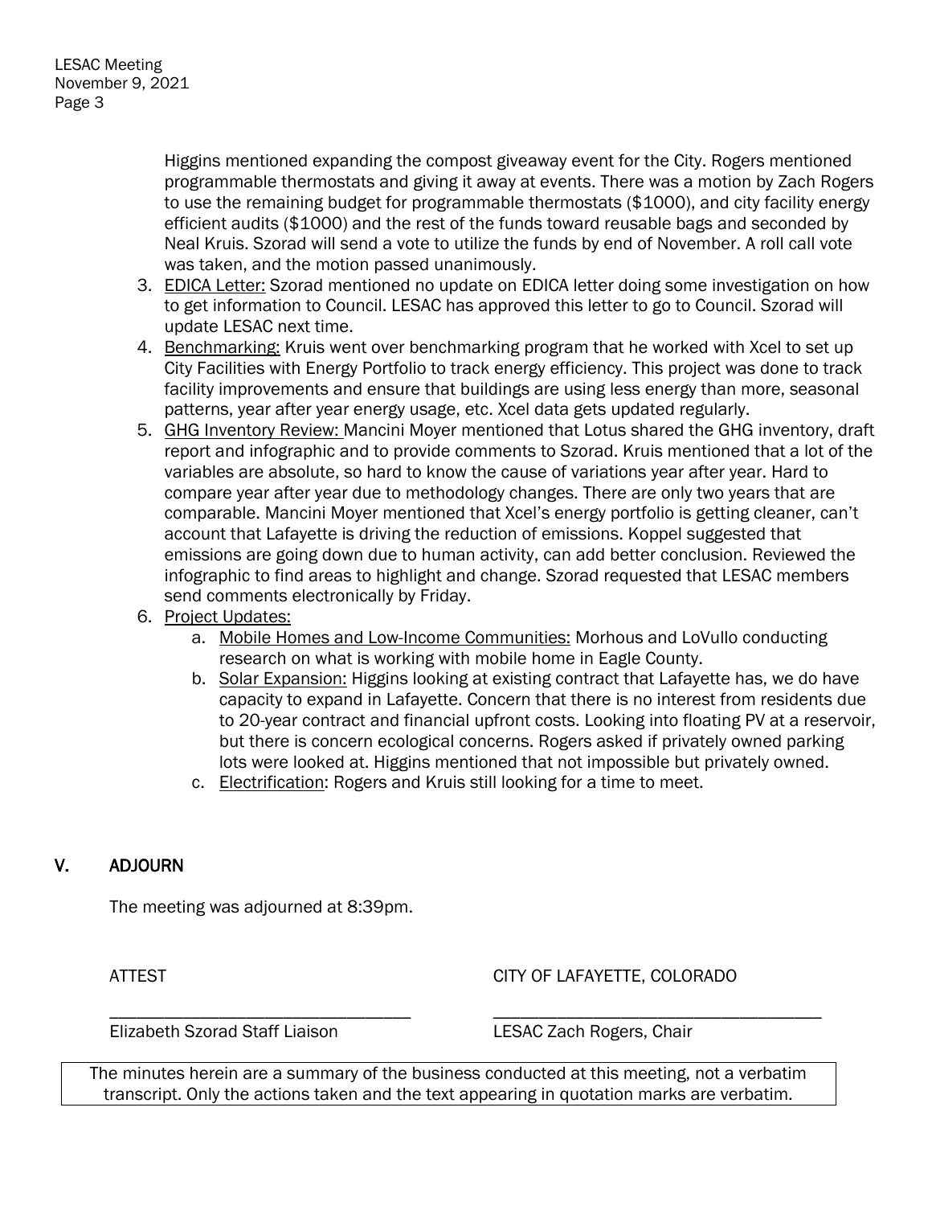Higgins mentioned expanding the compost giveaway event for the City. Rogers mentioned programmable thermostats and giving it away at events. There was a motion by Zach Rogers to use the remaining budget for programmable thermostats ($1000), and city facility energy efficient audits ($1000) and the rest of the funds toward reusable bags and seconded by Neal Kruis. Szorad will send a vote to utilize the funds by end of November. A roll call vote was taken, and the motion passed unanimously.

3. EDICA Letter: Szorad mentioned no update on EDICA letter doing some investigation on how to get information to Council. LESAC has approved this letter to go to Council. Szorad will update LESAC next time.
4. Benchmarking: Kruis went over benchmarking program that he worked with Xcel to set up City Facilities with Energy Portfolio to track energy efficiency. This project was done to track facility improvements and ensure that buildings are using less energy than more, seasonal patterns, year after year energy usage, etc. Xcel data gets updated regularly.
5. GHG Inventory Review: Mancini Moyer mentioned that Lotus shared the GHG inventory, draft report and infographic and to provide comments to Szorad. Kruis mentioned that a lot of the variables are absolute, so hard to know the cause of variations year after year. Hard to compare year after year due to methodology changes. There are only two years that are comparable. Mancini Moyer mentioned that Xcel's energy portfolio is getting cleaner, can't account that Lafayette is driving the reduction of emissions. Koppel suggested that emissions are going down due to human activity, can add better conclusion. Reviewed the infographic to find areas to highlight and change. Szorad requested that LESAC members send comments electronically by Friday.
6. Project Updates:
   a. Mobile Homes and Low-Income Communities: Morhous and LoVullo conducting research on what is working with mobile home in Eagle County.
   b. Solar Expansion: Higgins looking at existing contract that Lafayette has, we do have capacity to expand in Lafayette. Concern that there is no interest from residents due to 20-year contract and financial upfront costs. Looking into floating PV at a reservoir, but there is concern ecological concerns. Rogers asked if privately owned parking lots were looked at. Higgins mentioned that not impossible but privately owned.
   c. Electrification: Rogers and Kruis still looking for a time to meet.

## V. ADJOURN

The meeting was adjourned at 8:39pm.

| ATTEST | CITY OF LAFAYETTE, COLORADO |
| --- | --- |
| ______________________________ | ______________________________ |
| Elizabeth Szorad Staff Liaison | LESAC Zach Rogers, Chair |

The minutes herein are a summary of the business conducted at this meeting, not a verbatim transcript. Only the actions taken and the text appearing in quotation marks are verbatim.